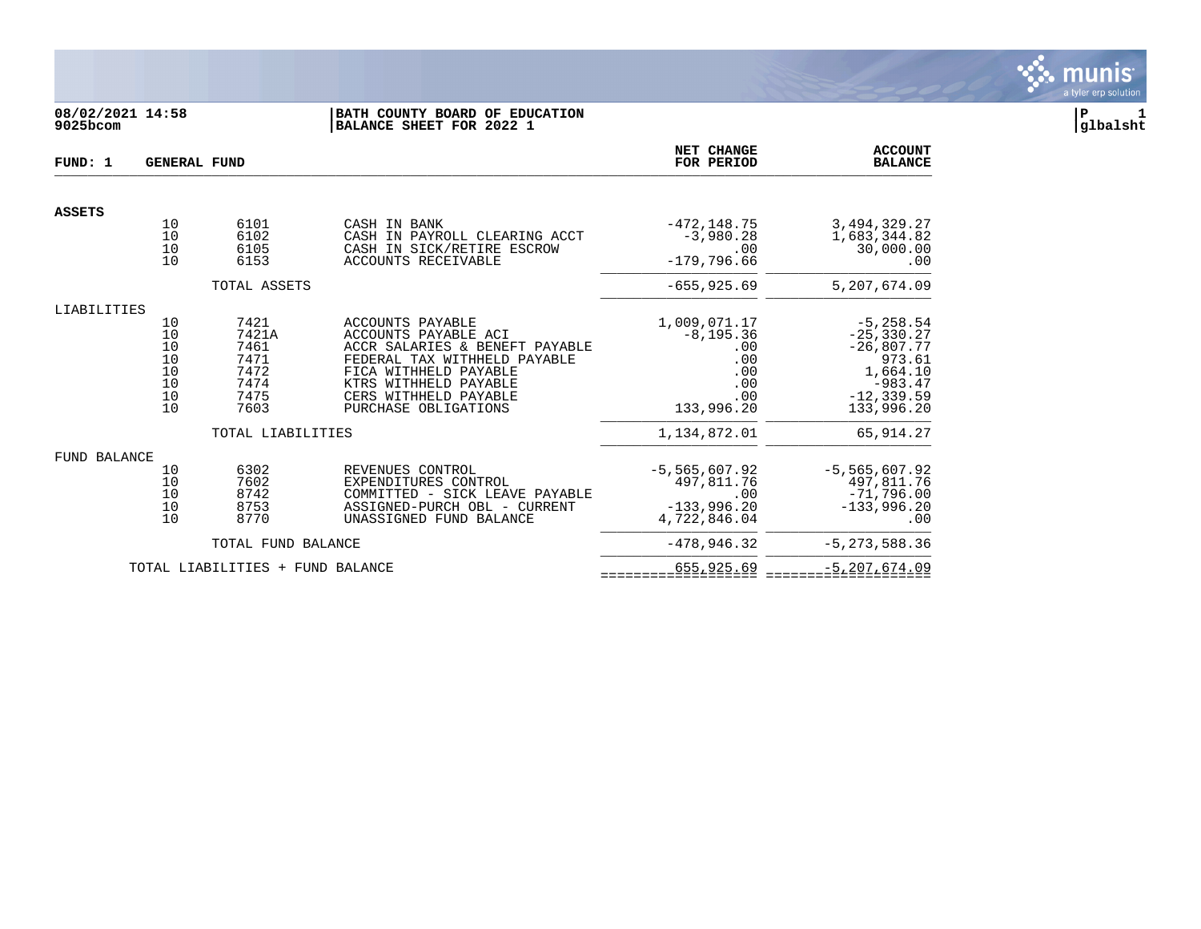**08/02/2021 14:58**
**9025bcom**

**BATH COUNTY BOARD OF EDUCATION**
**BALANCE SHEET FOR 2022 1**

**P 1**
**glbalsht**

| FUND: 1 | GENERAL FUND | | | NET CHANGE FOR PERIOD | ACCOUNT BALANCE |
|---|---|---|---|---|---|
| **ASSETS** | | | | | |
| | 10 | 6101 | CASH IN BANK | -472,148.75 | 3,494,329.27 |
| | 10 | 6102 | CASH IN PAYROLL CLEARING ACCT | -3,980.28 | 1,683,344.82 |
| | 10 | 6105 | CASH IN SICK/RETIRE ESCROW | .00 | 30,000.00 |
| | 10 | 6153 | ACCOUNTS RECEIVABLE | -179,796.66 | .00 |
| | | TOTAL ASSETS | | -655,925.69 | 5,207,674.09 |
| LIABILITIES | | | | | |
| | 10 | 7421 | ACCOUNTS PAYABLE | 1,009,071.17 | -5,258.54 |
| | 10 | 7421A | ACCOUNTS PAYABLE ACI | -8,195.36 | -25,330.27 |
| | 10 | 7461 | ACCR SALARIES & BENEFT PAYABLE | .00 | -26,807.77 |
| | 10 | 7471 | FEDERAL TAX WITHHELD PAYABLE | .00 | 973.61 |
| | 10 | 7472 | FICA WITHHELD PAYABLE | .00 | 1,664.10 |
| | 10 | 7474 | KTRS WITHHELD PAYABLE | .00 | -983.47 |
| | 10 | 7475 | CERS WITHHELD PAYABLE | .00 | -12,339.59 |
| | 10 | 7603 | PURCHASE OBLIGATIONS | 133,996.20 | 133,996.20 |
| | | TOTAL LIABILITIES | | 1,134,872.01 | 65,914.27 |
| FUND BALANCE | | | | | |
| | 10 | 6302 | REVENUES CONTROL | -5,565,607.92 | -5,565,607.92 |
| | 10 | 7602 | EXPENDITURES CONTROL | 497,811.76 | 497,811.76 |
| | 10 | 8742 | COMMITTED - SICK LEAVE PAYABLE | .00 | -71,796.00 |
| | 10 | 8753 | ASSIGNED-PURCH OBL - CURRENT | -133,996.20 | -133,996.20 |
| | 10 | 8770 | UNASSIGNED FUND BALANCE | 4,722,846.04 | .00 |
| | | TOTAL FUND BALANCE | | -478,946.32 | -5,273,588.36 |
| | TOTAL LIABILITIES + FUND BALANCE | | | 655,925.69 | -5,207,674.09 |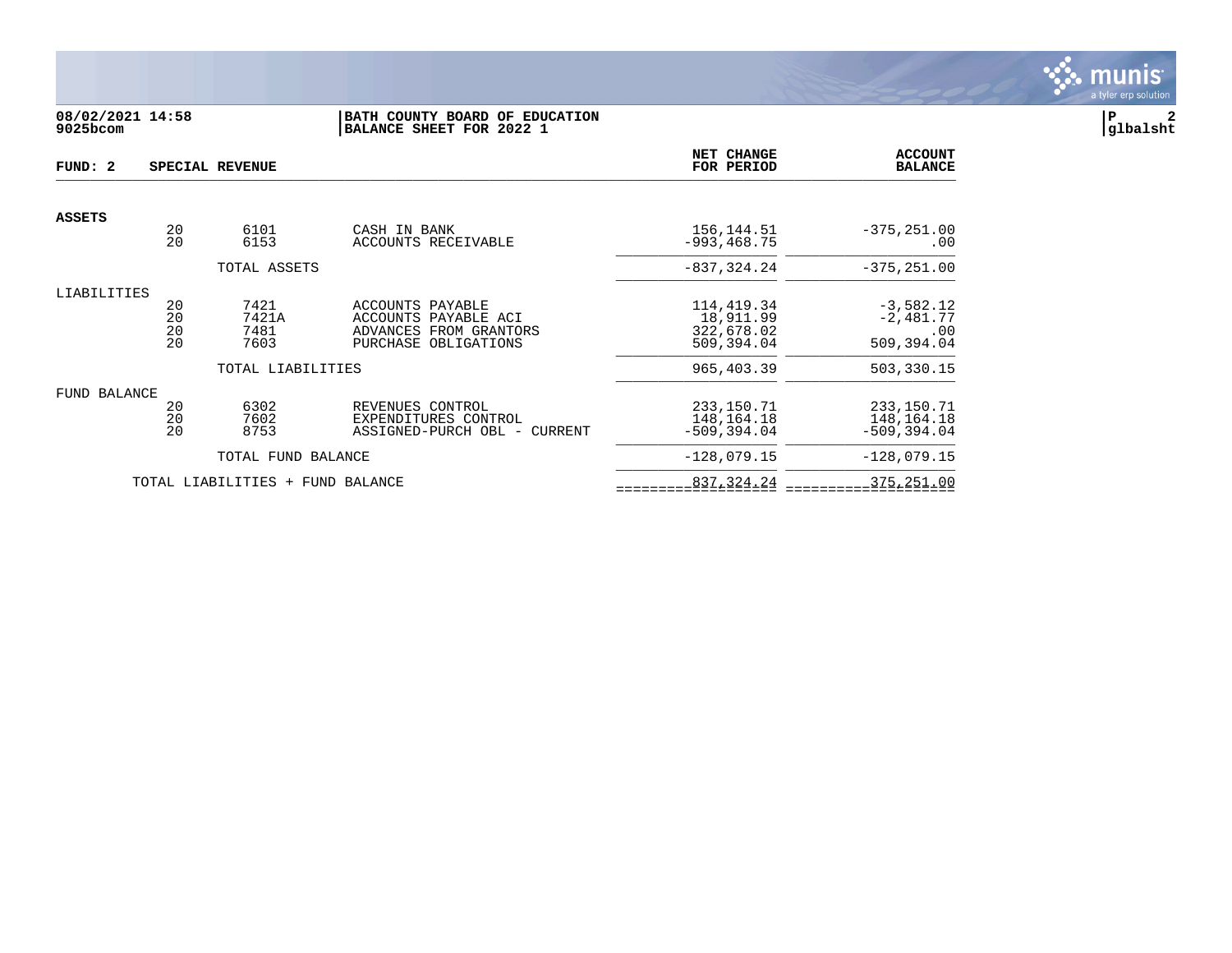**08/02/2021 14:58** **BATH COUNTY BOARD OF EDUCATION**
**9025bcom** **BALANCE SHEET FOR 2022 1**

**glbalsht**

| FUND: 2 | | SPECIAL REVENUE | | NET CHANGE FOR PERIOD | ACCOUNT BALANCE |
|---|---|---|---|---|---|
| **ASSETS** | | | | | |
| | 20 | 6101 | CASH IN BANK | 156,144.51 | -375,251.00 |
| | 20 | 6153 | ACCOUNTS RECEIVABLE | -993,468.75 | .00 |
| | | TOTAL ASSETS | | -837,324.24 | -375,251.00 |
| LIABILITIES | | | | | |
| | 20 | 7421 | ACCOUNTS PAYABLE | 114,419.34 | -3,582.12 |
| | 20 | 7421A | ACCOUNTS PAYABLE ACI | 18,911.99 | -2,481.77 |
| | 20 | 7481 | ADVANCES FROM GRANTORS | 322,678.02 | .00 |
| | 20 | 7603 | PURCHASE OBLIGATIONS | 509,394.04 | 509,394.04 |
| | | TOTAL LIABILITIES | | 965,403.39 | 503,330.15 |
| FUND BALANCE | | | | | |
| | 20 | 6302 | REVENUES CONTROL | 233,150.71 | 233,150.71 |
| | 20 | 7602 | EXPENDITURES CONTROL | 148,164.18 | 148,164.18 |
| | 20 | 8753 | ASSIGNED-PURCH OBL - CURRENT | -509,394.04 | -509,394.04 |
| | | TOTAL FUND BALANCE | | -128,079.15 | -128,079.15 |
| | TOTAL LIABILITIES + FUND BALANCE | | | 837,324.24 | 375,251.00 |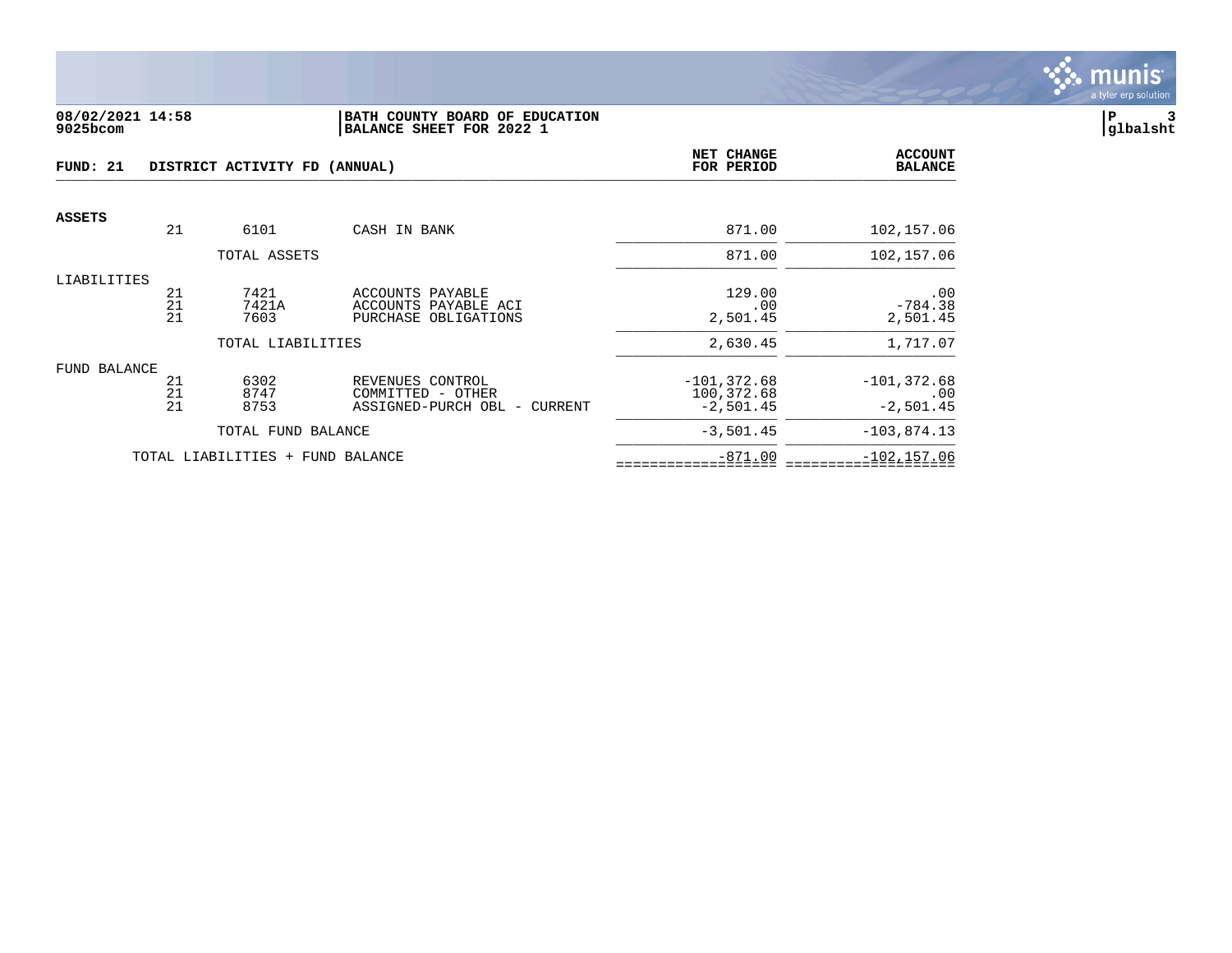**08/02/2021 14:58** **BATH COUNTY BOARD OF EDUCATION**
**9025bcom** **BALANCE SHEET FOR 2022 1**

**P 3**
**glbalsht**

## FUND: 21 DISTRICT ACTIVITY FD (ANNUAL)

| | | | | NET CHANGE FOR PERIOD | ACCOUNT BALANCE |
|---|---|---|---|---|---|
| **ASSETS** | | | | | |
| | 21 | 6101 | CASH IN BANK | 871.00 | 102,157.06 |
| | | TOTAL ASSETS | | 871.00 | 102,157.06 |
| LIABILITIES | | | | | |
| | 21 | 7421 | ACCOUNTS PAYABLE | 129.00 | .00 |
| | 21 | 7421A | ACCOUNTS PAYABLE ACI | .00 | -784.38 |
| | 21 | 7603 | PURCHASE OBLIGATIONS | 2,501.45 | 2,501.45 |
| | | TOTAL LIABILITIES | | 2,630.45 | 1,717.07 |
| FUND BALANCE | | | | | |
| | 21 | 6302 | REVENUES CONTROL | -101,372.68 | -101,372.68 |
| | 21 | 8747 | COMMITTED - OTHER | 100,372.68 | .00 |
| | 21 | 8753 | ASSIGNED-PURCH OBL - CURRENT | -2,501.45 | -2,501.45 |
| | | TOTAL FUND BALANCE | | -3,501.45 | -103,874.13 |
| | TOTAL LIABILITIES + FUND BALANCE | | | -871.00 | -102,157.06 |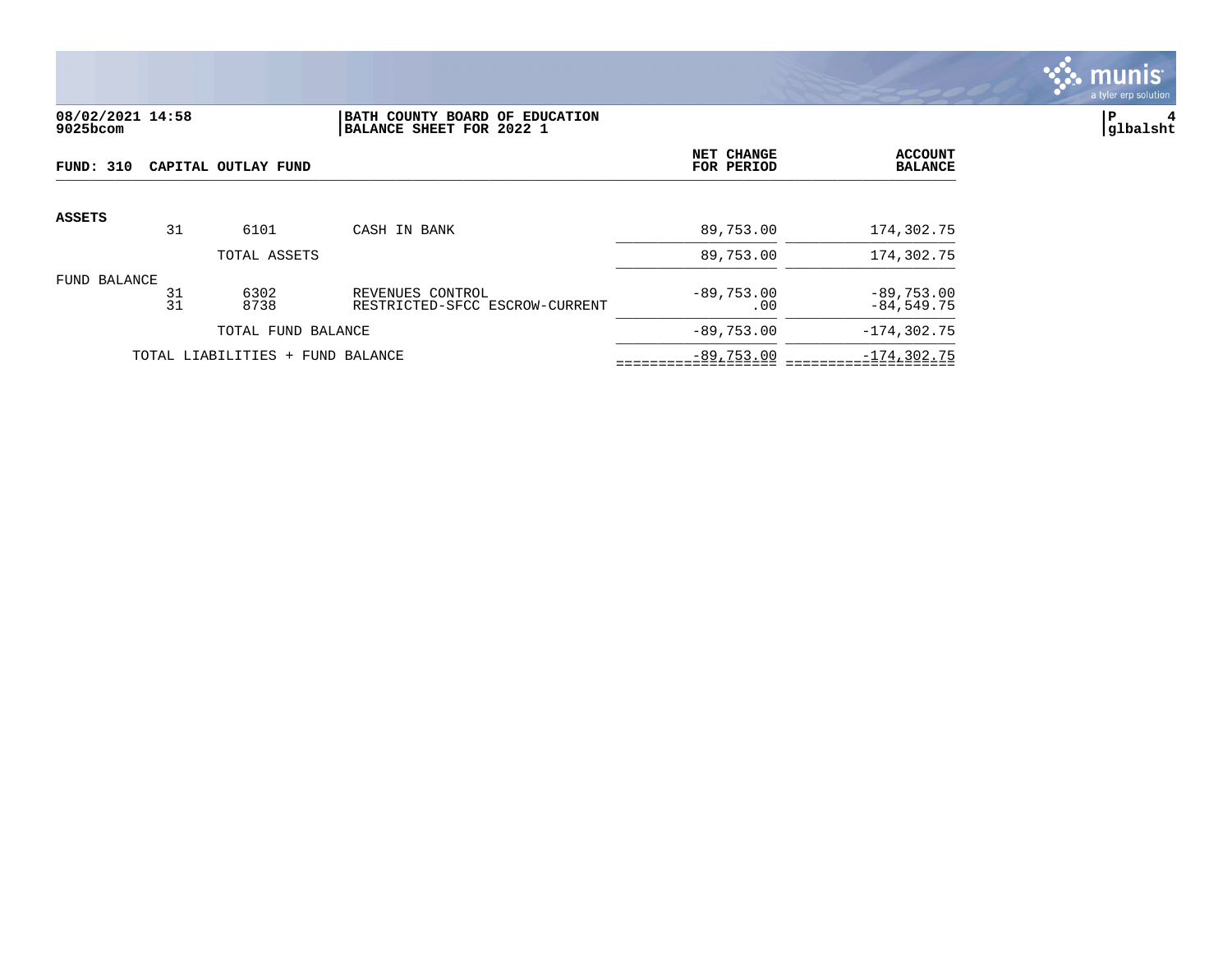08/02/2021 14:58
9025bcom

BATH COUNTY BOARD OF EDUCATION
BALANCE SHEET FOR 2022 1

glbalsht

**FUND: 310 CAPITAL OUTLAY FUND**

| | | | | NET CHANGE FOR PERIOD | ACCOUNT BALANCE |
|---|---|---|---|---|---|
| **ASSETS** | | | | | |
| | 31 | 6101 | CASH IN BANK | 89,753.00 | 174,302.75 |
| | | TOTAL ASSETS | | 89,753.00 | 174,302.75 |
| FUND BALANCE | | | | | |
| | 31 | 6302 | REVENUES CONTROL | -89,753.00 | -89,753.00 |
| | 31 | 8738 | RESTRICTED-SFCC ESCROW-CURRENT | .00 | -84,549.75 |
| | | TOTAL FUND BALANCE | | -89,753.00 | -174,302.75 |
| | TOTAL LIABILITIES + FUND BALANCE | | | -89,753.00 | -174,302.75 |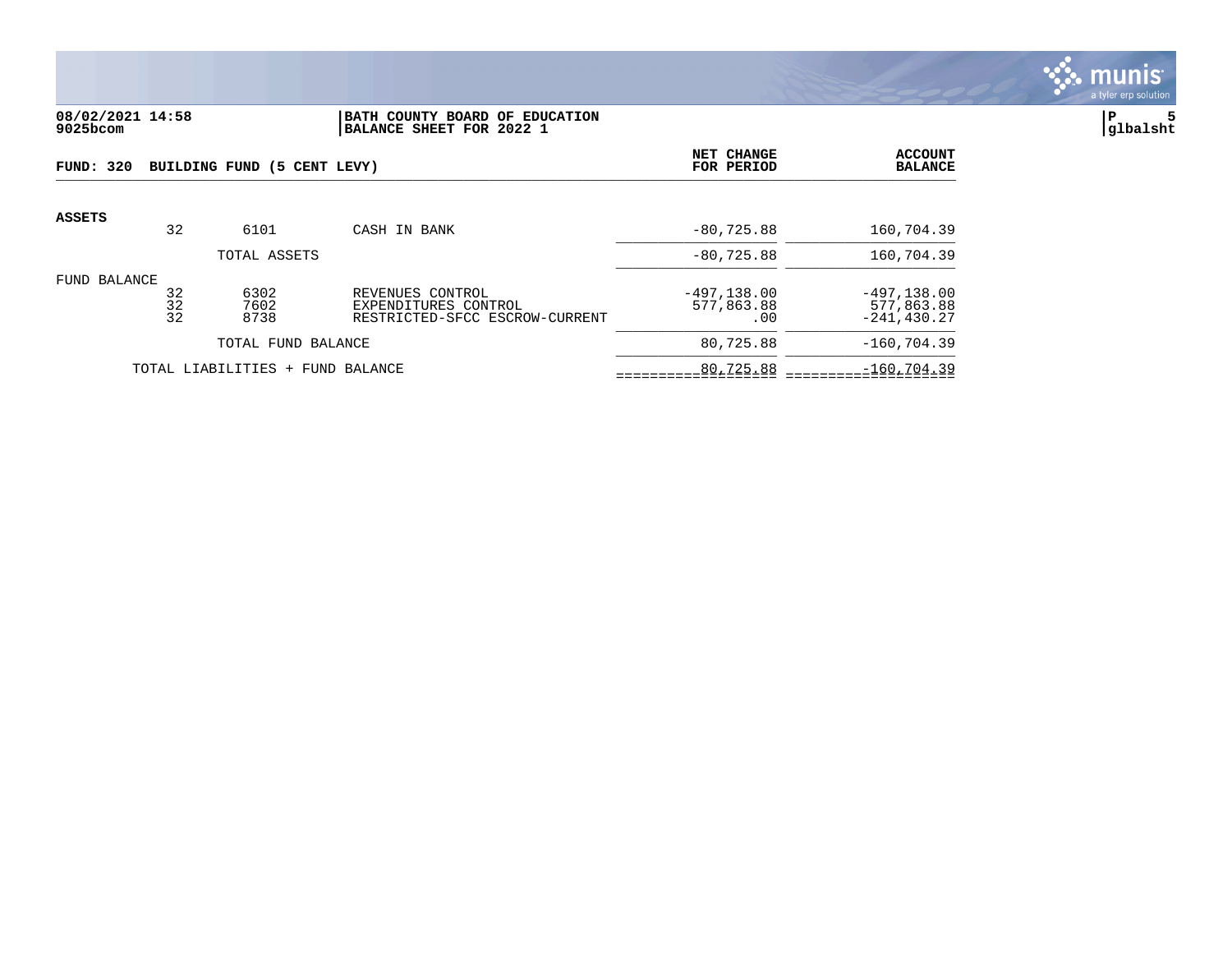**08/02/2021 14:58** | **BATH COUNTY BOARD OF EDUCATION**
**9025bcom** | **BALANCE SHEET FOR 2022 1**

**P 5**
**glbalsht**

**FUND: 320 BUILDING FUND (5 CENT LEVY)**

| | | | | NET CHANGE FOR PERIOD | ACCOUNT BALANCE |
|---|---|---|---|---|---|
| **ASSETS** | | | | | |
| | 32 | 6101 | CASH IN BANK | -80,725.88 | 160,704.39 |
| | | TOTAL ASSETS | | -80,725.88 | 160,704.39 |
| FUND BALANCE | | | | | |
| | 32 | 6302 | REVENUES CONTROL | -497,138.00 | -497,138.00 |
| | 32 | 7602 | EXPENDITURES CONTROL | 577,863.88 | 577,863.88 |
| | 32 | 8738 | RESTRICTED-SFCC ESCROW-CURRENT | .00 | -241,430.27 |
| | | TOTAL FUND BALANCE | | 80,725.88 | -160,704.39 |
| | TOTAL LIABILITIES + FUND BALANCE | | | 80,725.88 | -160,704.39 |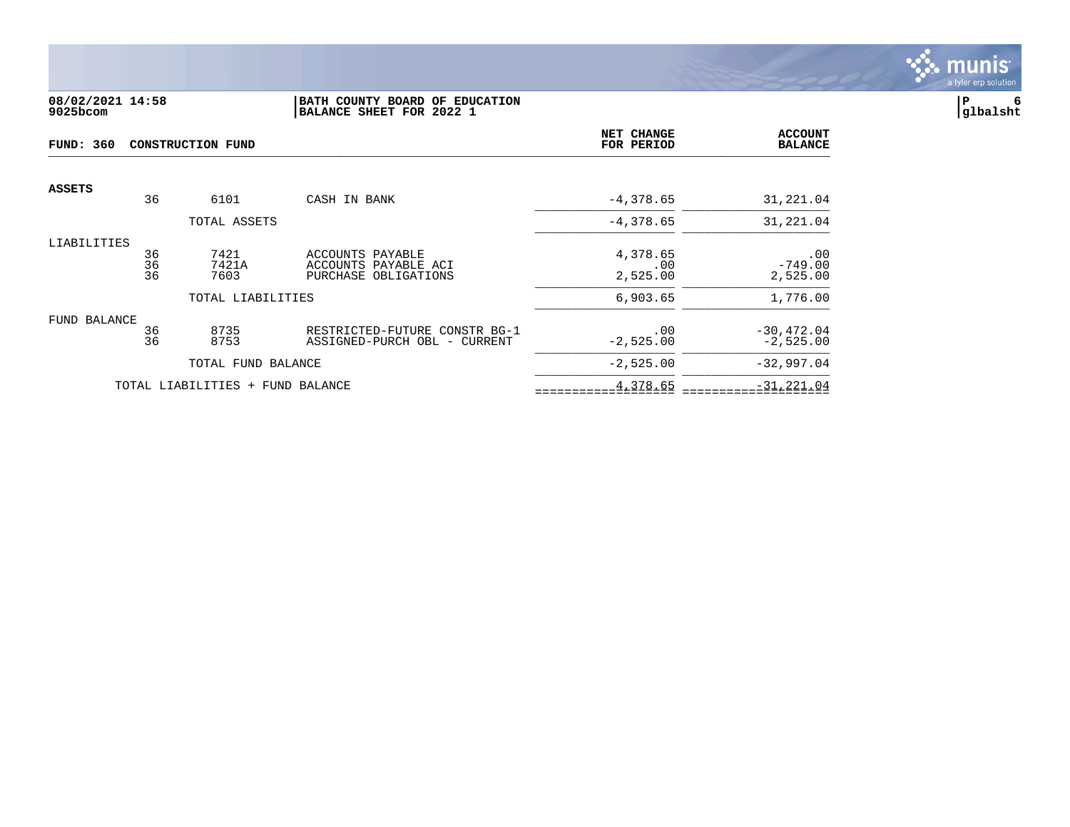**08/02/2021 14:58** 9025bcom

**BATH COUNTY BOARD OF EDUCATION**
**BALANCE SHEET FOR 2022 1**

glbalsht

**FUND: 360 CONSTRUCTION FUND**

| | | | | NET CHANGE FOR PERIOD | ACCOUNT BALANCE |
|---|---|---|---|---|---|
| **ASSETS** | | | | | |
| | 36 | 6101 | CASH IN BANK | -4,378.65 | 31,221.04 |
| | | TOTAL ASSETS | | -4,378.65 | 31,221.04 |
| LIABILITIES | | | | | |
| | 36 | 7421 | ACCOUNTS PAYABLE | 4,378.65 | .00 |
| | 36 | 7421A | ACCOUNTS PAYABLE ACI | .00 | -749.00 |
| | 36 | 7603 | PURCHASE OBLIGATIONS | 2,525.00 | 2,525.00 |
| | | TOTAL LIABILITIES | | 6,903.65 | 1,776.00 |
| FUND BALANCE | | | | | |
| | 36 | 8735 | RESTRICTED-FUTURE CONSTR BG-1 | .00 | -30,472.04 |
| | 36 | 8753 | ASSIGNED-PURCH OBL - CURRENT | -2,525.00 | -2,525.00 |
| | | TOTAL FUND BALANCE | | -2,525.00 | -32,997.04 |
| | TOTAL LIABILITIES + FUND BALANCE | | | 4,378.65 | -31,221.04 |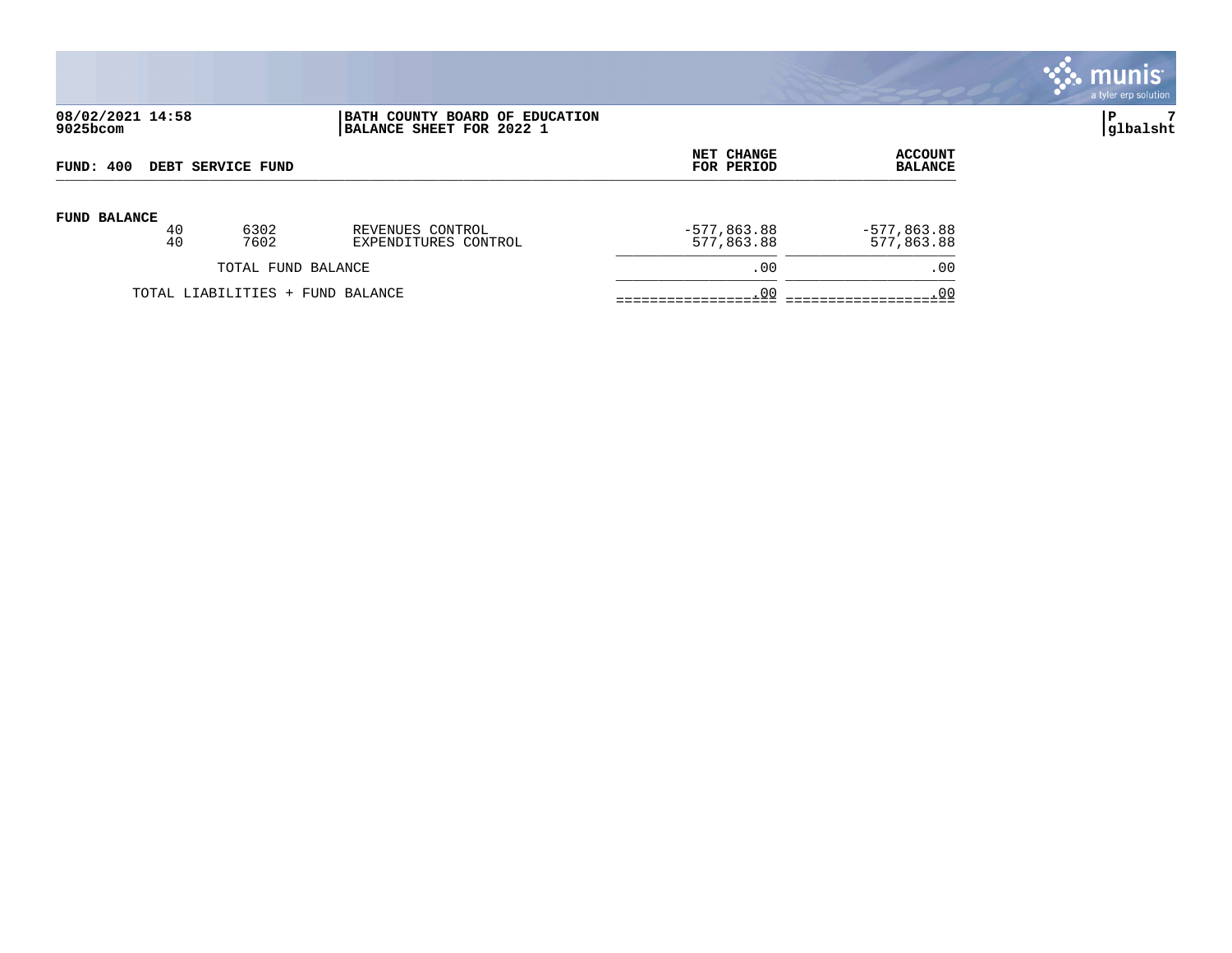08/02/2021 14:58
9025bcom

**BATH COUNTY BOARD OF EDUCATION**
**BALANCE SHEET FOR 2022 1**

P 7
glbalsht

**FUND: 400 DEBT SERVICE FUND**

| | | | | NET CHANGE FOR PERIOD | ACCOUNT BALANCE |
|---|---|---|---|---|---|
| **FUND BALANCE** | | | | | |
| | 40 | 6302 | REVENUES CONTROL | -577,863.88 | -577,863.88 |
| | 40 | 7602 | EXPENDITURES CONTROL | 577,863.88 | 577,863.88 |
| | | TOTAL FUND BALANCE | | .00 | .00 |
| | TOTAL LIABILITIES + FUND BALANCE | | | .00 | .00 |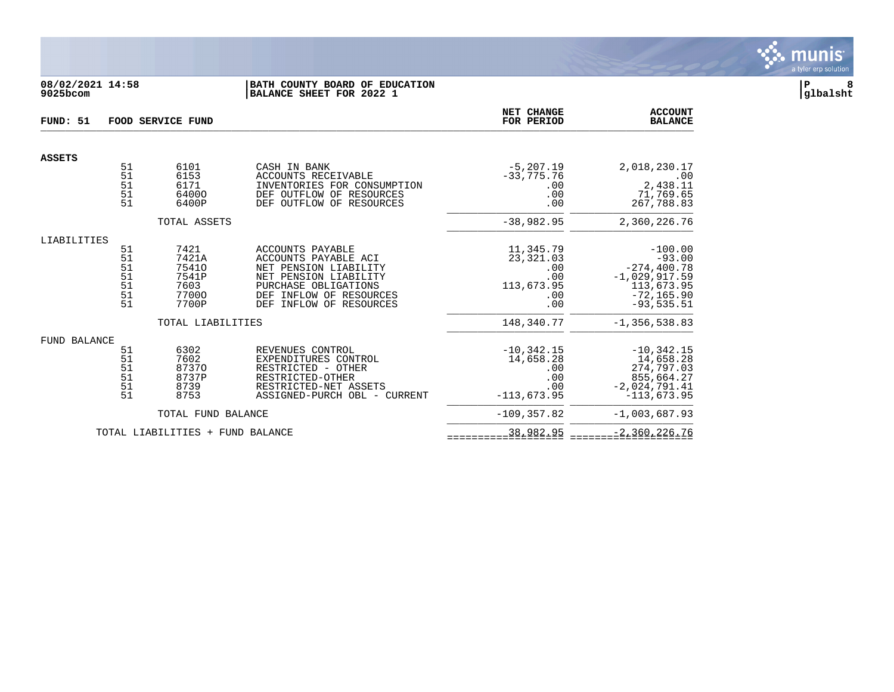**08/02/2021 14:58**
**9025bcom**

**BATH COUNTY BOARD OF EDUCATION**
**BALANCE SHEET FOR 2022 1**

**glbalsht**

**FUND: 51 FOOD SERVICE FUND**

| | | | | NET CHANGE FOR PERIOD | ACCOUNT BALANCE |
|---|---|---|---|---|---|
| **ASSETS** | | | | | |
| | 51 | 6101 | CASH IN BANK | -5,207.19 | 2,018,230.17 |
| | 51 | 6153 | ACCOUNTS RECEIVABLE | -33,775.76 | .00 |
| | 51 | 6171 | INVENTORIES FOR CONSUMPTION | .00 | 2,438.11 |
| | 51 | 6400O | DEF OUTFLOW OF RESOURCES | .00 | 71,769.65 |
| | 51 | 6400P | DEF OUTFLOW OF RESOURCES | .00 | 267,788.83 |
| | | TOTAL ASSETS | | -38,982.95 | 2,360,226.76 |
| LIABILITIES | | | | | |
| | 51 | 7421 | ACCOUNTS PAYABLE | 11,345.79 | -100.00 |
| | 51 | 7421A | ACCOUNTS PAYABLE ACI | 23,321.03 | -93.00 |
| | 51 | 7541O | NET PENSION LIABILITY | .00 | -274,400.78 |
| | 51 | 7541P | NET PENSION LIABILITY | .00 | -1,029,917.59 |
| | 51 | 7603 | PURCHASE OBLIGATIONS | 113,673.95 | 113,673.95 |
| | 51 | 7700O | DEF INFLOW OF RESOURCES | .00 | -72,165.90 |
| | 51 | 7700P | DEF INFLOW OF RESOURCES | .00 | -93,535.51 |
| | | TOTAL LIABILITIES | | 148,340.77 | -1,356,538.83 |
| FUND BALANCE | | | | | |
| | 51 | 6302 | REVENUES CONTROL | -10,342.15 | -10,342.15 |
| | 51 | 7602 | EXPENDITURES CONTROL | 14,658.28 | 14,658.28 |
| | 51 | 8737O | RESTRICTED - OTHER | .00 | 274,797.03 |
| | 51 | 8737P | RESTRICTED-OTHER | .00 | 855,664.27 |
| | 51 | 8739 | RESTRICTED-NET ASSETS | .00 | -2,024,791.41 |
| | 51 | 8753 | ASSIGNED-PURCH OBL - CURRENT | -113,673.95 | -113,673.95 |
| | | TOTAL FUND BALANCE | | -109,357.82 | -1,003,687.93 |
| | TOTAL LIABILITIES + FUND BALANCE | | | 38,982.95 | -2,360,226.76 |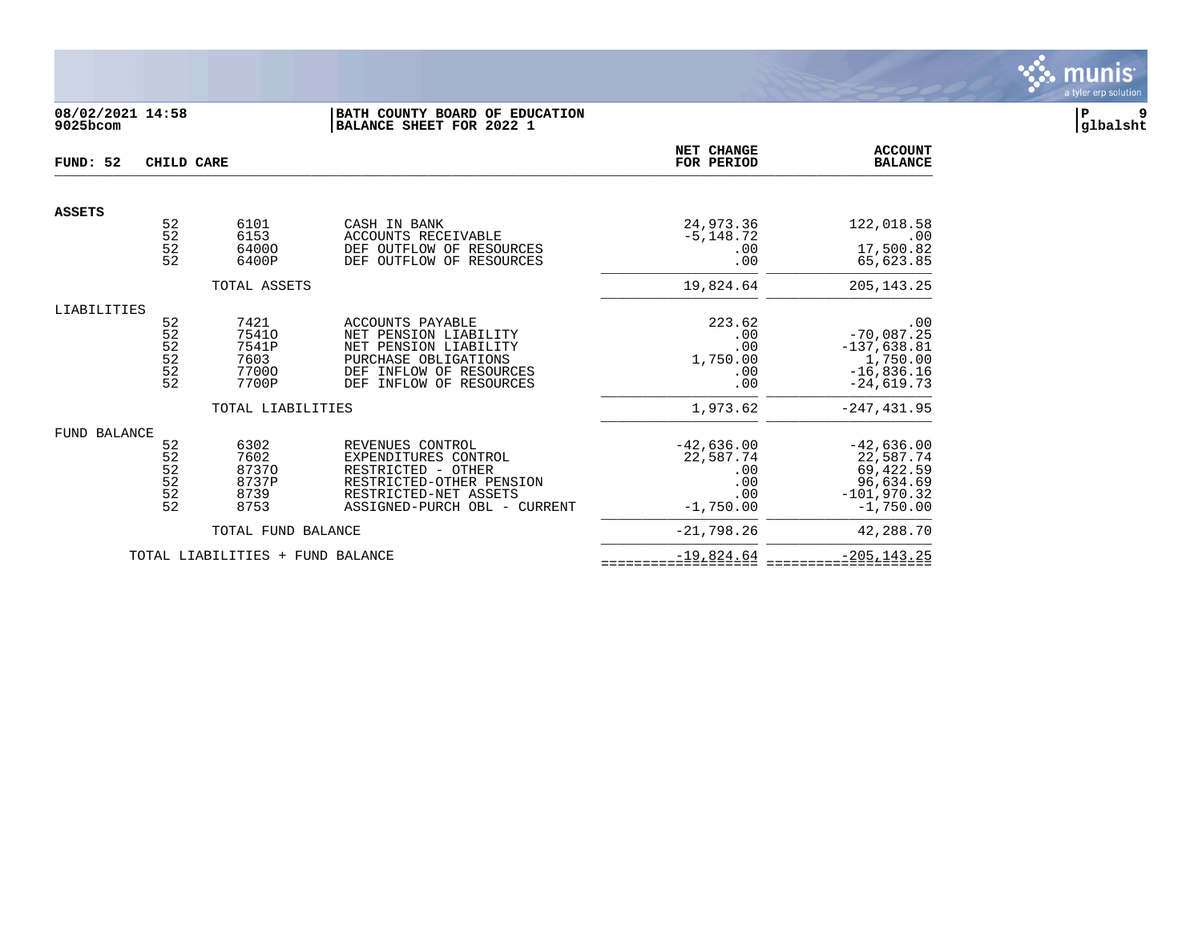08/02/2021 14:58
9025bcom

BATH COUNTY BOARD OF EDUCATION
BALANCE SHEET FOR 2022 1

glbalsht

| FUND: 52 CHILD CARE | | | | NET CHANGE FOR PERIOD | ACCOUNT BALANCE |
|---|---|---|---|---|---|
| **ASSETS** | | | | | |
| | 52 | 6101 | CASH IN BANK | 24,973.36 | 122,018.58 |
| | 52 | 6153 | ACCOUNTS RECEIVABLE | -5,148.72 | .00 |
| | 52 | 6400O | DEF OUTFLOW OF RESOURCES | .00 | 17,500.82 |
| | 52 | 6400P | DEF OUTFLOW OF RESOURCES | .00 | 65,623.85 |
| | | TOTAL ASSETS | | 19,824.64 | 205,143.25 |
| LIABILITIES | | | | | |
| | 52 | 7421 | ACCOUNTS PAYABLE | 223.62 | .00 |
| | 52 | 7541O | NET PENSION LIABILITY | .00 | -70,087.25 |
| | 52 | 7541P | NET PENSION LIABILITY | .00 | -137,638.81 |
| | 52 | 7603 | PURCHASE OBLIGATIONS | 1,750.00 | 1,750.00 |
| | 52 | 7700O | DEF INFLOW OF RESOURCES | .00 | -16,836.16 |
| | 52 | 7700P | DEF INFLOW OF RESOURCES | .00 | -24,619.73 |
| | | TOTAL LIABILITIES | | 1,973.62 | -247,431.95 |
| FUND BALANCE | | | | | |
| | 52 | 6302 | REVENUES CONTROL | -42,636.00 | -42,636.00 |
| | 52 | 7602 | EXPENDITURES CONTROL | 22,587.74 | 22,587.74 |
| | 52 | 8737O | RESTRICTED - OTHER | .00 | 69,422.59 |
| | 52 | 8737P | RESTRICTED-OTHER PENSION | .00 | 96,634.69 |
| | 52 | 8739 | RESTRICTED-NET ASSETS | .00 | -101,970.32 |
| | 52 | 8753 | ASSIGNED-PURCH OBL - CURRENT | -1,750.00 | -1,750.00 |
| | | TOTAL FUND BALANCE | | -21,798.26 | 42,288.70 |
| | TOTAL LIABILITIES + FUND BALANCE | | | -19,824.64 | -205,143.25 |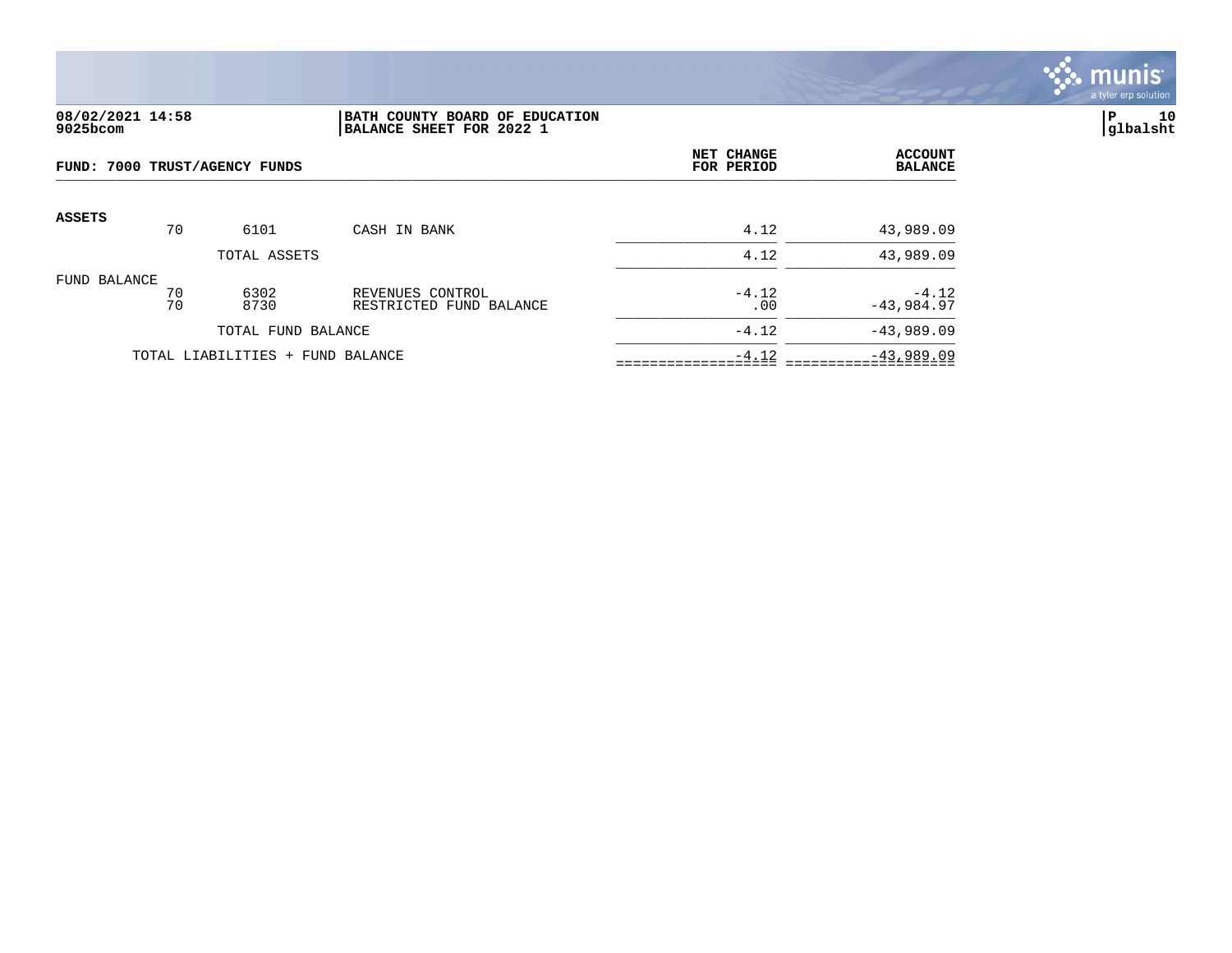**08/02/2021 14:58** **9025bcom**

**BATH COUNTY BOARD OF EDUCATION**
**BALANCE SHEET FOR 2022 1**

**P 10** **glbalsht**

**FUND: 7000 TRUST/AGENCY FUNDS**

| | | | | NET CHANGE FOR PERIOD | ACCOUNT BALANCE |
|---|---|---|---|---|---|
| **ASSETS** | 70 | 6101 | CASH IN BANK | 4.12 | 43,989.09 |
| | | TOTAL ASSETS | | 4.12 | 43,989.09 |
| FUND BALANCE | 70 | 6302 | REVENUES CONTROL | -4.12 | -4.12 |
| | 70 | 8730 | RESTRICTED FUND BALANCE | .00 | -43,984.97 |
| | | TOTAL FUND BALANCE | | -4.12 | -43,989.09 |
| | TOTAL LIABILITIES + FUND BALANCE | | | -4.12 | -43,989.09 |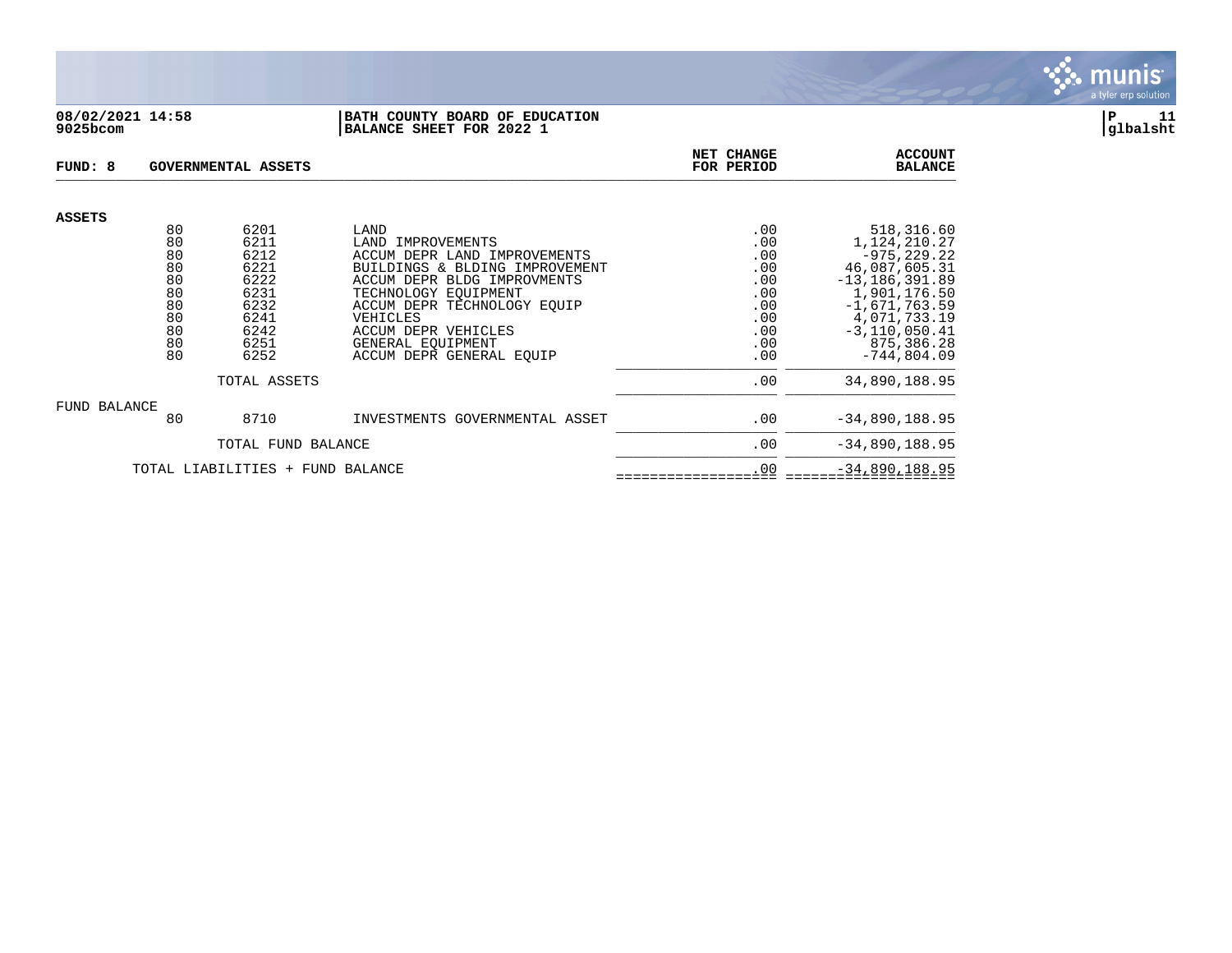**08/02/2021 14:58**
**9025bcom**

**BATH COUNTY BOARD OF EDUCATION**
**BALANCE SHEET FOR 2022 1**

**P 11**
**glbalsht**

| FUND: 8 | | GOVERNMENTAL ASSETS | | NET CHANGE FOR PERIOD | ACCOUNT BALANCE |
|---|---|---|---|---|---|
| **ASSETS** | | | | | |
| | 80 | 6201 | LAND | .00 | 518,316.60 |
| | 80 | 6211 | LAND IMPROVEMENTS | .00 | 1,124,210.27 |
| | 80 | 6212 | ACCUM DEPR LAND IMPROVEMENTS | .00 | -975,229.22 |
| | 80 | 6221 | BUILDINGS & BLDING IMPROVEMENT | .00 | 46,087,605.31 |
| | 80 | 6222 | ACCUM DEPR BLDG IMPROVMENTS | .00 | -13,186,391.89 |
| | 80 | 6231 | TECHNOLOGY EQUIPMENT | .00 | 1,901,176.50 |
| | 80 | 6232 | ACCUM DEPR TECHNOLOGY EQUIP | .00 | -1,671,763.59 |
| | 80 | 6241 | VEHICLES | .00 | 4,071,733.19 |
| | 80 | 6242 | ACCUM DEPR VEHICLES | .00 | -3,110,050.41 |
| | 80 | 6251 | GENERAL EQUIPMENT | .00 | 875,386.28 |
| | 80 | 6252 | ACCUM DEPR GENERAL EQUIP | .00 | -744,804.09 |
| | | TOTAL ASSETS | | .00 | 34,890,188.95 |
| FUND BALANCE | | | | | |
| | 80 | 8710 | INVESTMENTS GOVERNMENTAL ASSET | .00 | -34,890,188.95 |
| | | TOTAL FUND BALANCE | | .00 | -34,890,188.95 |
| | TOTAL LIABILITIES + FUND BALANCE | | | .00 | -34,890,188.95 |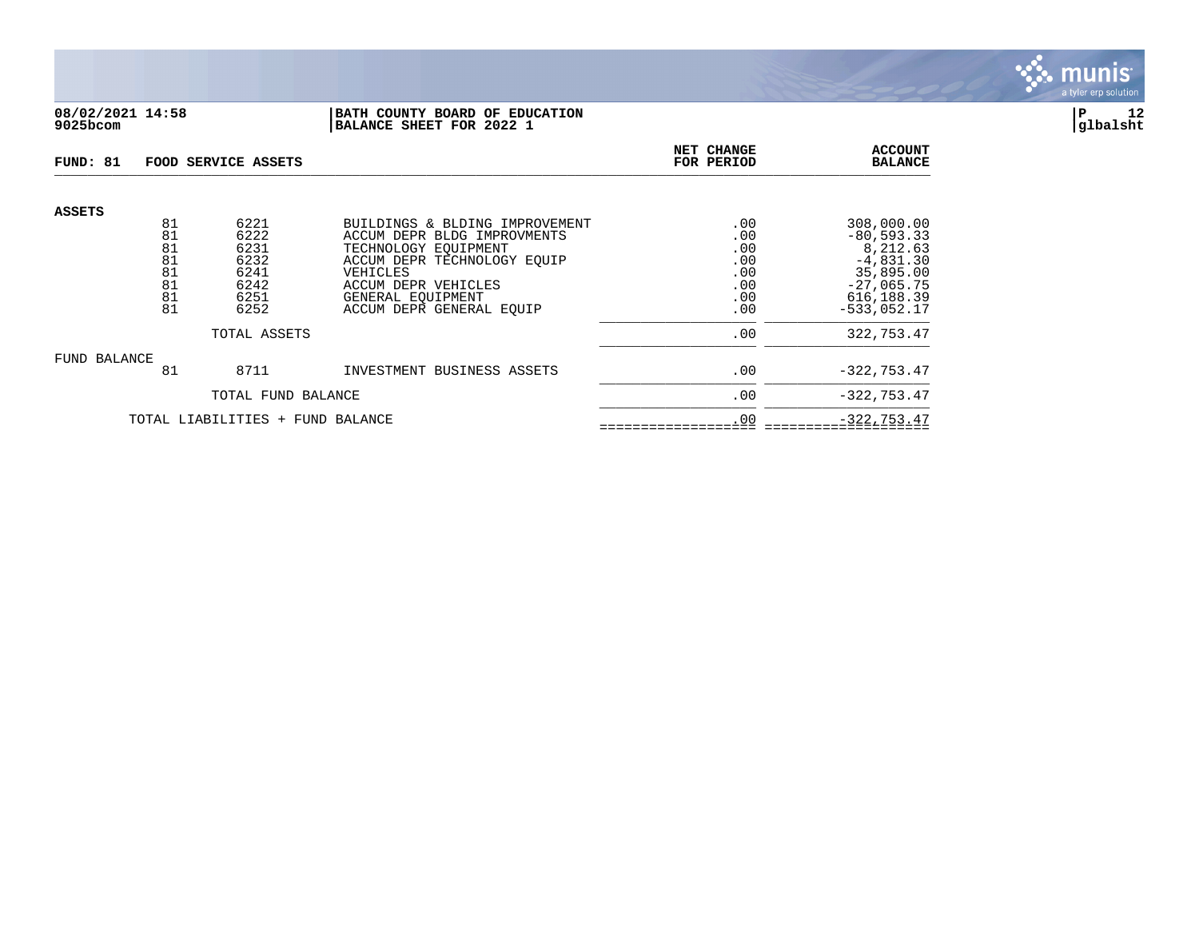08/02/2021 14:58 | BATH COUNTY BOARD OF EDUCATION
9025bcom | BALANCE SHEET FOR 2022 1

glbalsht

| FUND: 81 FOOD SERVICE ASSETS | | | | NET CHANGE FOR PERIOD | ACCOUNT BALANCE |
|---|---|---|---|---|---|
| **ASSETS** | | | | | |
| | 81 | 6221 | BUILDINGS & BLDING IMPROVEMENT | .00 | 308,000.00 |
| | 81 | 6222 | ACCUM DEPR BLDG IMPROVMENTS | .00 | -80,593.33 |
| | 81 | 6231 | TECHNOLOGY EQUIPMENT | .00 | 8,212.63 |
| | 81 | 6232 | ACCUM DEPR TECHNOLOGY EQUIP | .00 | -4,831.30 |
| | 81 | 6241 | VEHICLES | .00 | 35,895.00 |
| | 81 | 6242 | ACCUM DEPR VEHICLES | .00 | -27,065.75 |
| | 81 | 6251 | GENERAL EQUIPMENT | .00 | 616,188.39 |
| | 81 | 6252 | ACCUM DEPR GENERAL EQUIP | .00 | -533,052.17 |
| | | TOTAL ASSETS | | .00 | 322,753.47 |
| FUND BALANCE | | | | | |
| | 81 | 8711 | INVESTMENT BUSINESS ASSETS | .00 | -322,753.47 |
| | | TOTAL FUND BALANCE | | .00 | -322,753.47 |
| | TOTAL LIABILITIES + FUND BALANCE | | | .00 | -322,753.47 |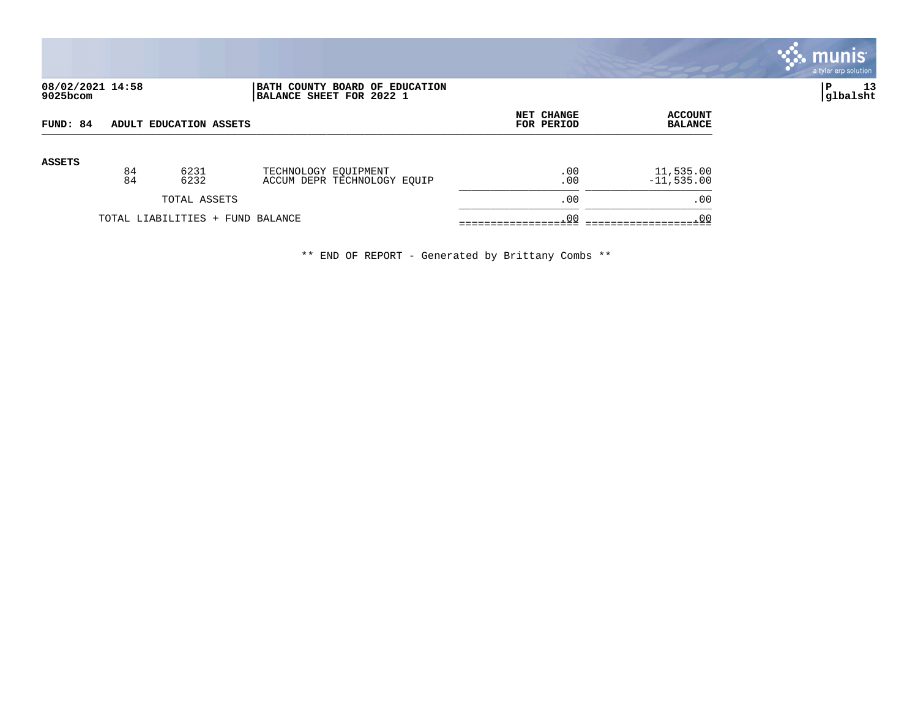08/02/2021 14:58
9025bcom

**BATH COUNTY BOARD OF EDUCATION**
**BALANCE SHEET FOR 2022 1**

glbalsht

**FUND: 84 ADULT EDUCATION ASSETS**

| | | | | NET CHANGE FOR PERIOD | ACCOUNT BALANCE |
|---|---|---|---|---|---|
| **ASSETS** | 84 | 6231 | TECHNOLOGY EQUIPMENT | .00 | 11,535.00 |
| | 84 | 6232 | ACCUM DEPR TECHNOLOGY EQUIP | .00 | -11,535.00 |
| | | TOTAL ASSETS | | .00 | .00 |
| | TOTAL LIABILITIES + FUND BALANCE | | | .00 | .00 |

** END OF REPORT - Generated by Brittany Combs **